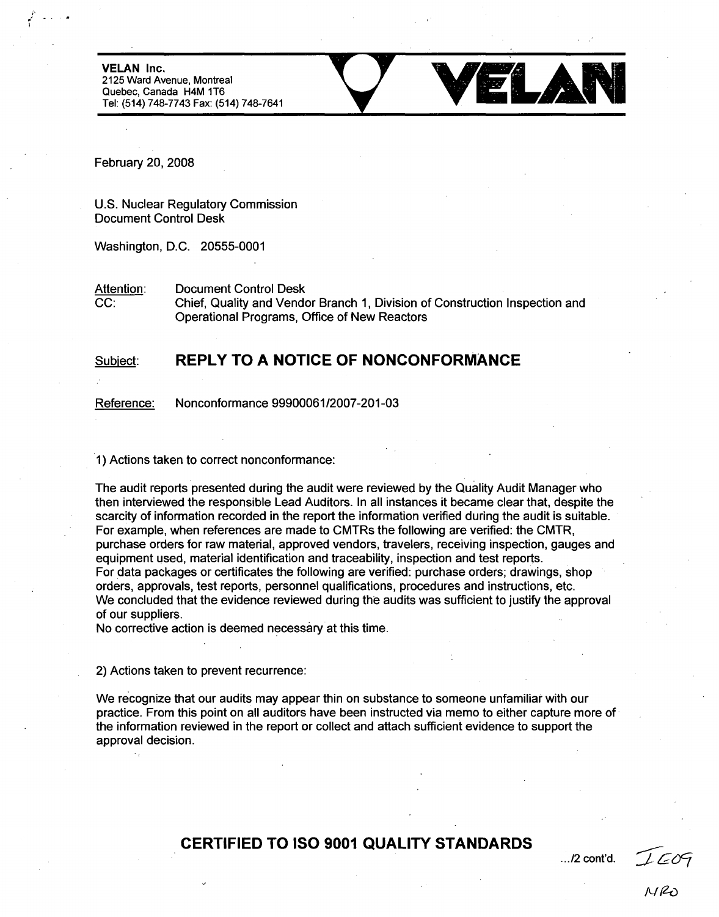**VELAN Inc.**
2125 Ward Avenue, Montreal
Quebec, Canada H4M 1T6
Tel: (514) 748-7743 Fax: (514) 748-7641

**VELAN**

February 20, 2008

U.S. Nuclear Regulatory Commission
Document Control Desk

Washington, D.C. 20555-0001

Attention: Document Control Desk
CC: Chief, Quality and Vendor Branch 1, Division of Construction Inspection and Operational Programs, Office of New Reactors

Subject: **REPLY TO A NOTICE OF NONCONFORMANCE**

Reference: Nonconformance 99900061/2007-201-03

1) Actions taken to correct nonconformance:

The audit reports presented during the audit were reviewed by the Quality Audit Manager who then interviewed the responsible Lead Auditors. In all instances it became clear that, despite the scarcity of information recorded in the report the information verified during the audit is suitable. For example, when references are made to CMTRs the following are verified: the CMTR, purchase orders for raw material, approved vendors, travelers, receiving inspection, gauges and equipment used, material identification and traceability, inspection and test reports.
For data packages or certificates the following are verified: purchase orders, drawings, shop orders, approvals, test reports, personnel qualifications, procedures and instructions, etc.
We concluded that the evidence reviewed during the audits was sufficient to justify the approval of our suppliers.
No corrective action is deemed necessary at this time.

2) Actions taken to prevent recurrence:

We recognize that our audits may appear thin on substance to someone unfamiliar with our practice. From this point on all auditors have been instructed via memo to either capture more of the information reviewed in the report or collect and attach sufficient evidence to support the approval decision.

**CERTIFIED TO ISO 9001 QUALITY STANDARDS**

.../2 cont'd.

IE09
NRO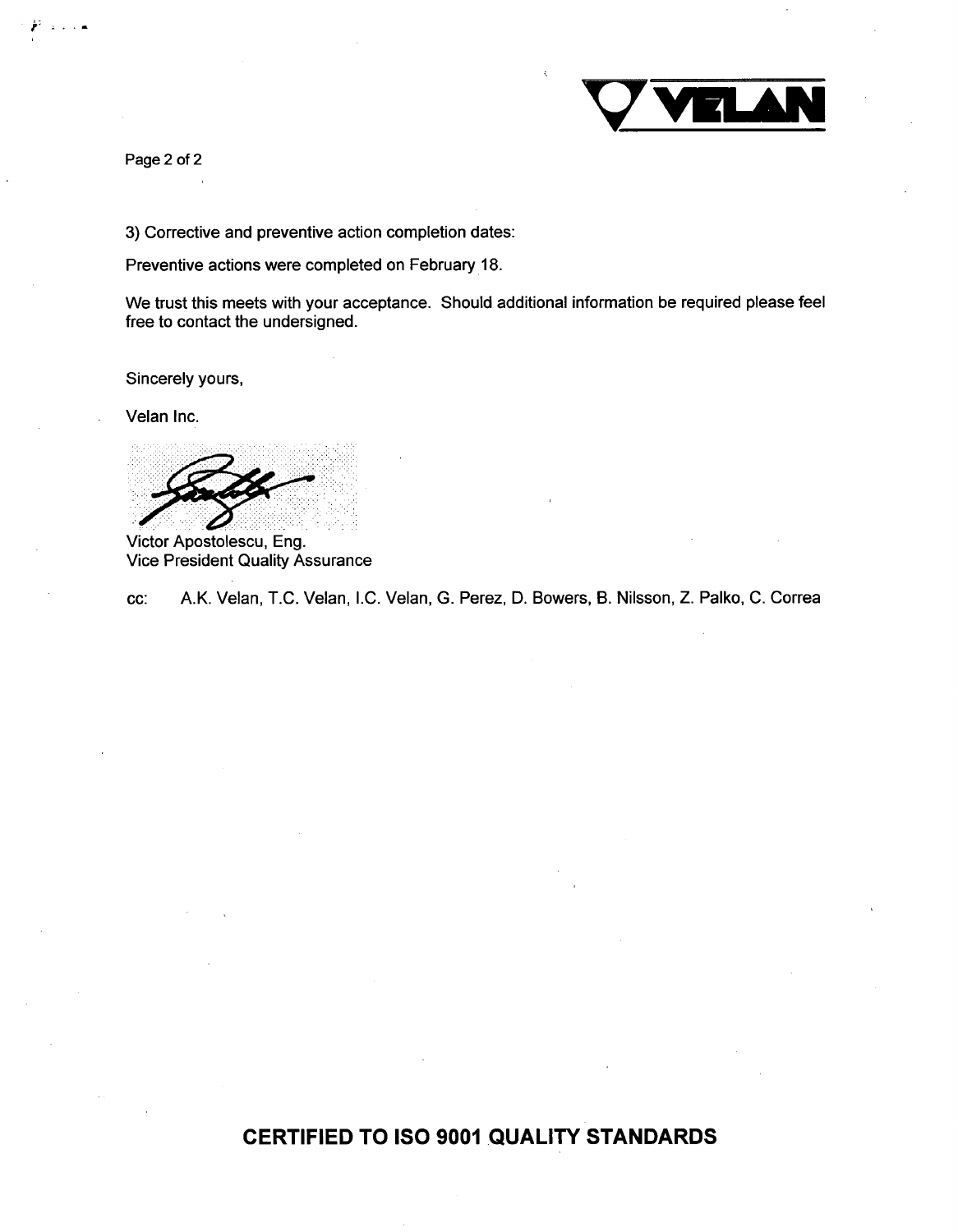3) Corrective and preventive action completion dates:

Preventive actions were completed on February 18.

We trust this meets with your acceptance. Should additional information be required please feel free to contact the undersigned.

Sincerely yours,

Velan Inc.

Victor Apostolescu, Eng.
Vice President Quality Assurance

cc: A.K. Velan, T.C. Velan, I.C. Velan, G. Perez, D. Bowers, B. Nilsson, Z. Palko, C. Correa

**CERTIFIED TO ISO 9001 QUALITY STANDARDS**